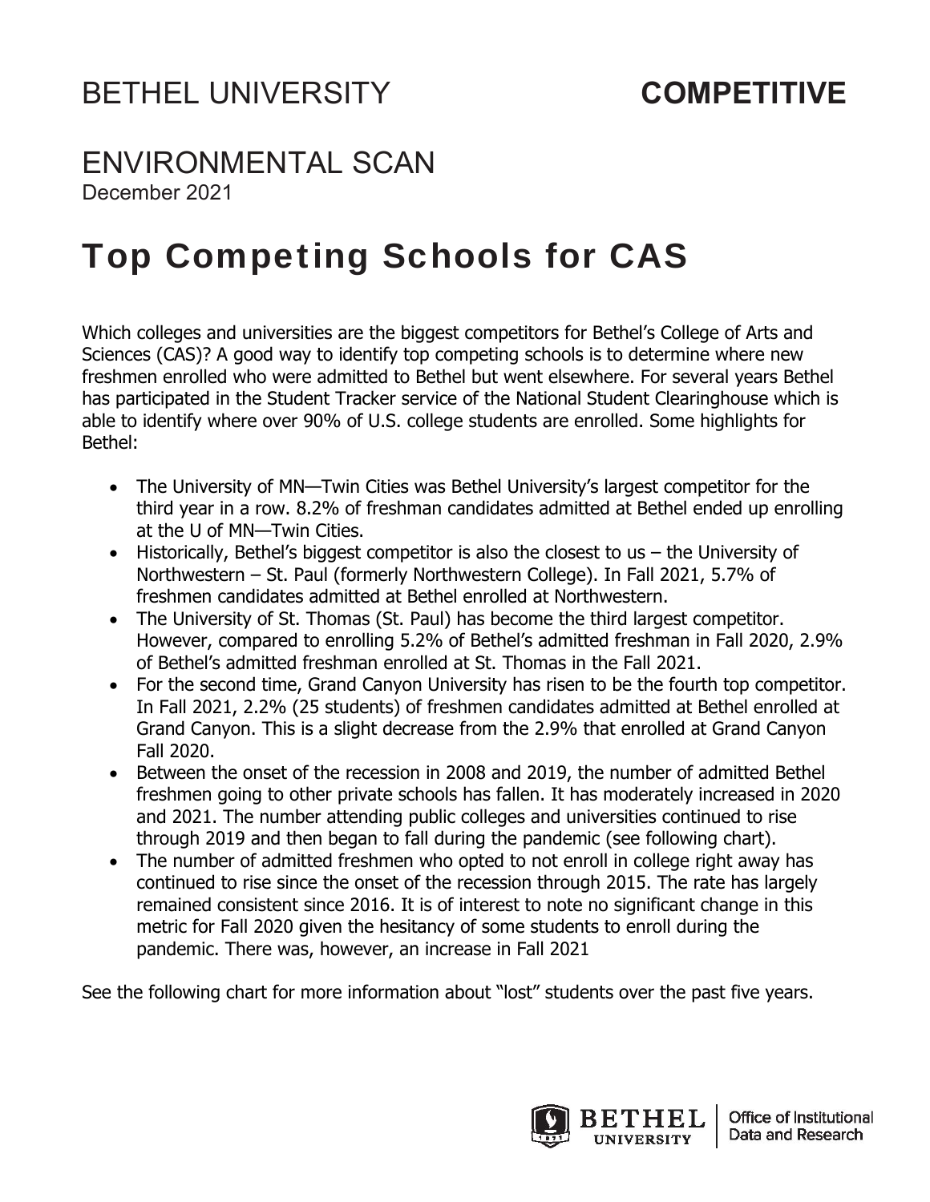# BETHEL UNIVERSITY **COMPETITIVE**

## ENVIRONMENTAL SCAN

December 2021

# Top Competing Schools for CAS

Which colleges and universities are the biggest competitors for Bethel's College of Arts and Sciences (CAS)? A good way to identify top competing schools is to determine where new freshmen enrolled who were admitted to Bethel but went elsewhere. For several years Bethel has participated in the Student Tracker service of the National Student Clearinghouse which is able to identify where over 90% of U.S. college students are enrolled. Some highlights for Bethel:

- The University of MN—Twin Cities was Bethel University's largest competitor for the third year in a row. 8.2% of freshman candidates admitted at Bethel ended up enrolling at the U of MN—Twin Cities.
- Historically, Bethel's biggest competitor is also the closest to us – the University of Northwestern – St. Paul (formerly Northwestern College). In Fall 2021, 5.7% of freshmen candidates admitted at Bethel enrolled at Northwestern.
- The University of St. Thomas (St. Paul) has become the third largest competitor. However, compared to enrolling 5.2% of Bethel's admitted freshman in Fall 2020, 2.9% of Bethel's admitted freshman enrolled at St. Thomas in the Fall 2021.
- For the second time, Grand Canyon University has risen to be the fourth top competitor. In Fall 2021, 2.2% (25 students) of freshmen candidates admitted at Bethel enrolled at Grand Canyon. This is a slight decrease from the 2.9% that enrolled at Grand Canyon Fall 2020.
- Between the onset of the recession in 2008 and 2019, the number of admitted Bethel freshmen going to other private schools has fallen. It has moderately increased in 2020 and 2021. The number attending public colleges and universities continued to rise through 2019 and then began to fall during the pandemic (see following chart).
- The number of admitted freshmen who opted to not enroll in college right away has continued to rise since the onset of the recession through 2015. The rate has largely remained consistent since 2016. It is of interest to note no significant change in this metric for Fall 2020 given the hesitancy of some students to enroll during the pandemic. There was, however, an increase in Fall 2021

See the following chart for more information about "lost" students over the past five years.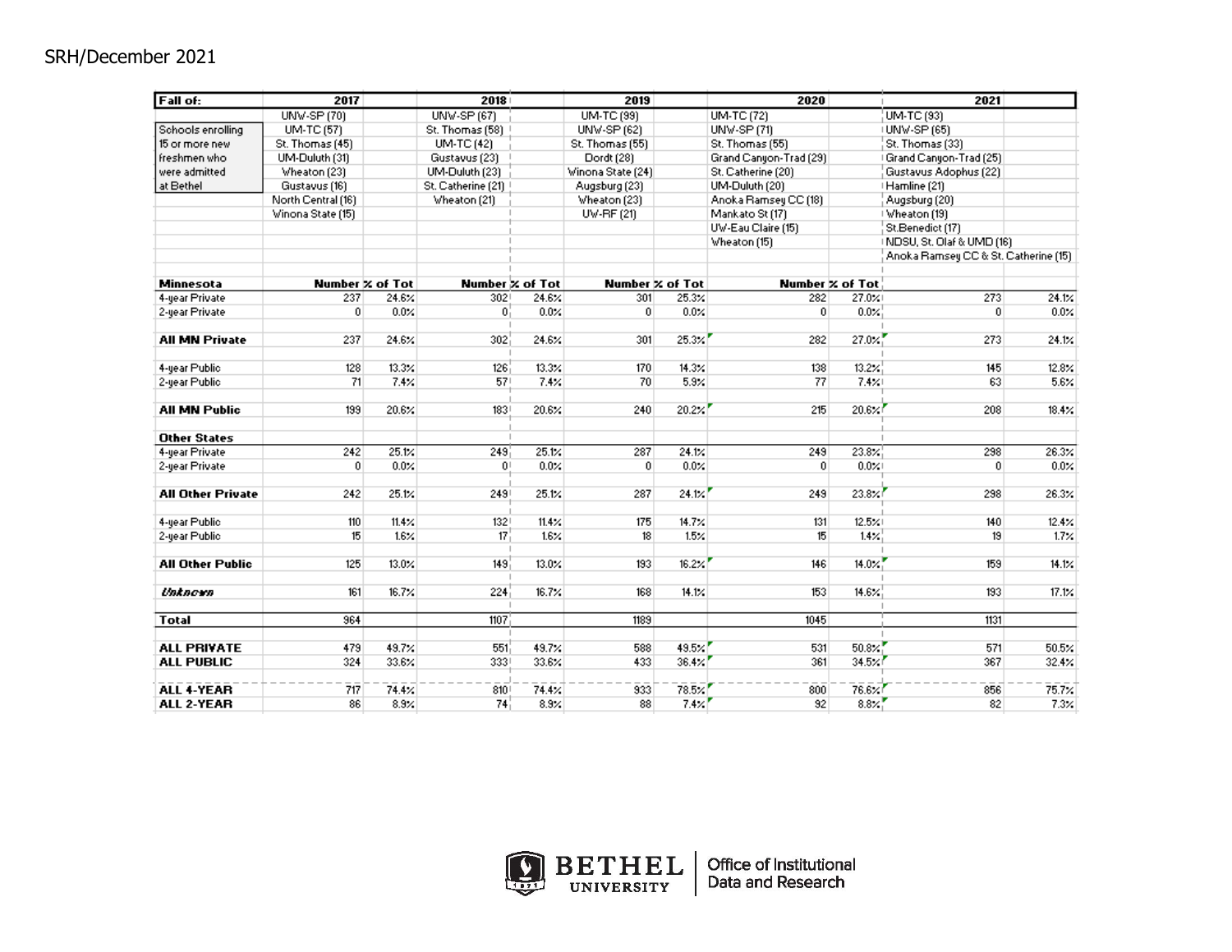SRH/December 2021

| Fall of: | 2017 | | 2018 | | 2019 | | 2020 | | 2021 | |
|---|---|---|---|---|---|---|---|---|---|---|
| | UNW-SP (70) | | UNW-SP (67) | | UM-TC (99) | | UM-TC (72) | | UM-TC (93) | |
| Schools enrolling | UM-TC (57) | | St. Thomas (58) | | UNW-SP (62) | | UNW-SP (71) | | UNW-SP (65) | |
| 15 or more new | St. Thomas (45) | | UM-TC (42) | | St. Thomas (55) | | St. Thomas (55) | | St. Thomas (33) | |
| freshmen who | UM-Duluth (31) | | Gustavus (23) | | Dordt (28) | | Grand Canyon-Trad (29) | | Grand Canyon-Trad (25) | |
| were admitted | Wheaton (23) | | UM-Duluth (23) | | Winona State (24) | | St. Catherine (20) | | Gustavus Adophus (22) | |
| at Bethel | Gustavus (16) | | St. Catherine (21) | | Augsburg (23) | | UM-Duluth (20) | | Hamline (21) | |
| | North Central (16) | | Wheaton (21) | | Wheaton (23) | | Anoka Ramsey CC (18) | | Augsburg (20) | |
| | Winona State (15) | | | | UW-RF (21) | | Mankato St (17) | | Wheaton (19) | |
| | | | | | | | UW-Eau Claire (15) | | St.Benedict (17) | |
| | | | | | | | Wheaton (15) | | NDSU, St. Olaf & UMD (16) | |
| | | | | | | | | | Anoka Ramsey CC & St. Catherine (15) | |
| **Minnesota** | **Number** | **% of Tot** | **Number** | **% of Tot** | **Number** | **% of Tot** | **Number** | **% of Tot** | | |
| 4-year Private | 237 | 24.6% | 302 | 24.6% | 301 | 25.3% | 282 | 27.0% | 273 | 24.1% |
| 2-year Private | 0 | 0.0% | 0 | 0.0% | 0 | 0.0% | 0 | 0.0% | 0 | 0.0% |
| **All MN Private** | 237 | 24.6% | 302 | 24.6% | 301 | 25.3% | 282 | 27.0% | 273 | 24.1% |
| 4-year Public | 128 | 13.3% | 126 | 13.3% | 170 | 14.3% | 138 | 13.2% | 145 | 12.8% |
| 2-year Public | 71 | 7.4% | 57 | 7.4% | 70 | 5.9% | 77 | 7.4% | 63 | 5.6% |
| **All MN Public** | 199 | 20.6% | 183 | 20.6% | 240 | 20.2% | 215 | 20.6% | 208 | 18.4% |
| **Other States** | | | | | | | | | | |
| 4-year Private | 242 | 25.1% | 249 | 25.1% | 287 | 24.1% | 249 | 23.8% | 298 | 26.3% |
| 2-year Private | 0 | 0.0% | 0 | 0.0% | 0 | 0.0% | 0 | 0.0% | 0 | 0.0% |
| **All Other Private** | 242 | 25.1% | 249 | 25.1% | 287 | 24.1% | 249 | 23.8% | 298 | 26.3% |
| 4-year Public | 110 | 11.4% | 132 | 11.4% | 175 | 14.7% | 131 | 12.5% | 140 | 12.4% |
| 2-year Public | 15 | 1.6% | 17 | 1.6% | 18 | 1.5% | 15 | 1.4% | 19 | 1.7% |
| **All Other Public** | 125 | 13.0% | 149 | 13.0% | 193 | 16.2% | 146 | 14.0% | 159 | 14.1% |
| ***Unknown*** | 161 | 16.7% | 224 | 16.7% | 168 | 14.1% | 153 | 14.6% | 193 | 17.1% |
| **Total** | 964 | | 1107 | | 1189 | | 1045 | | 1131 | |
| **ALL PRIVATE** | 479 | 49.7% | 551 | 49.7% | 588 | 49.5% | 531 | 50.8% | 571 | 50.5% |
| **ALL PUBLIC** | 324 | 33.6% | 333 | 33.6% | 433 | 36.4% | 361 | 34.5% | 367 | 32.4% |
| **ALL 4-YEAR** | 717 | 74.4% | 810 | 74.4% | 933 | 78.5% | 800 | 76.6% | 856 | 75.7% |
| **ALL 2-YEAR** | 86 | 8.9% | 74 | 8.9% | 88 | 7.4% | 92 | 8.8% | 82 | 7.3% |

BETHEL UNIVERSITY | Office of Institutional Data and Research